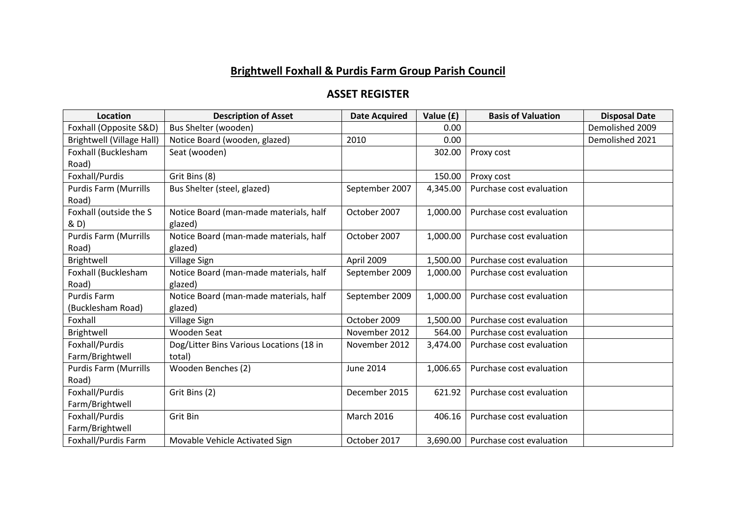# Brightwell Foxhall & Purdis Farm Group Parish Council

## ASSET REGISTER

| Location | Description of Asset | Date Acquired | Value (£) | Basis of Valuation | Disposal Date |
|---|---|---|---|---|---|
| Foxhall (Opposite S&D) | Bus Shelter (wooden) | | 0.00 | | Demolished 2009 |
| Brightwell (Village Hall) | Notice Board (wooden, glazed) | 2010 | 0.00 | | Demolished 2021 |
| Foxhall (Bucklesham Road) | Seat (wooden) | | 302.00 | Proxy cost | |
| Foxhall/Purdis | Grit Bins (8) | | 150.00 | Proxy cost | |
| Purdis Farm (Murrills Road) | Bus Shelter (steel, glazed) | September 2007 | 4,345.00 | Purchase cost evaluation | |
| Foxhall (outside the S & D) | Notice Board (man-made materials, half glazed) | October 2007 | 1,000.00 | Purchase cost evaluation | |
| Purdis Farm (Murrills Road) | Notice Board (man-made materials, half glazed) | October 2007 | 1,000.00 | Purchase cost evaluation | |
| Brightwell | Village Sign | April 2009 | 1,500.00 | Purchase cost evaluation | |
| Foxhall (Bucklesham Road) | Notice Board (man-made materials, half glazed) | September 2009 | 1,000.00 | Purchase cost evaluation | |
| Purdis Farm (Bucklesham Road) | Notice Board (man-made materials, half glazed) | September 2009 | 1,000.00 | Purchase cost evaluation | |
| Foxhall | Village Sign | October 2009 | 1,500.00 | Purchase cost evaluation | |
| Brightwell | Wooden Seat | November 2012 | 564.00 | Purchase cost evaluation | |
| Foxhall/Purdis Farm/Brightwell | Dog/Litter Bins Various Locations (18 in total) | November 2012 | 3,474.00 | Purchase cost evaluation | |
| Purdis Farm (Murrills Road) | Wooden Benches (2) | June 2014 | 1,006.65 | Purchase cost evaluation | |
| Foxhall/Purdis Farm/Brightwell | Grit Bins (2) | December 2015 | 621.92 | Purchase cost evaluation | |
| Foxhall/Purdis Farm/Brightwell | Grit Bin | March 2016 | 406.16 | Purchase cost evaluation | |
| Foxhall/Purdis Farm | Movable Vehicle Activated Sign | October 2017 | 3,690.00 | Purchase cost evaluation | |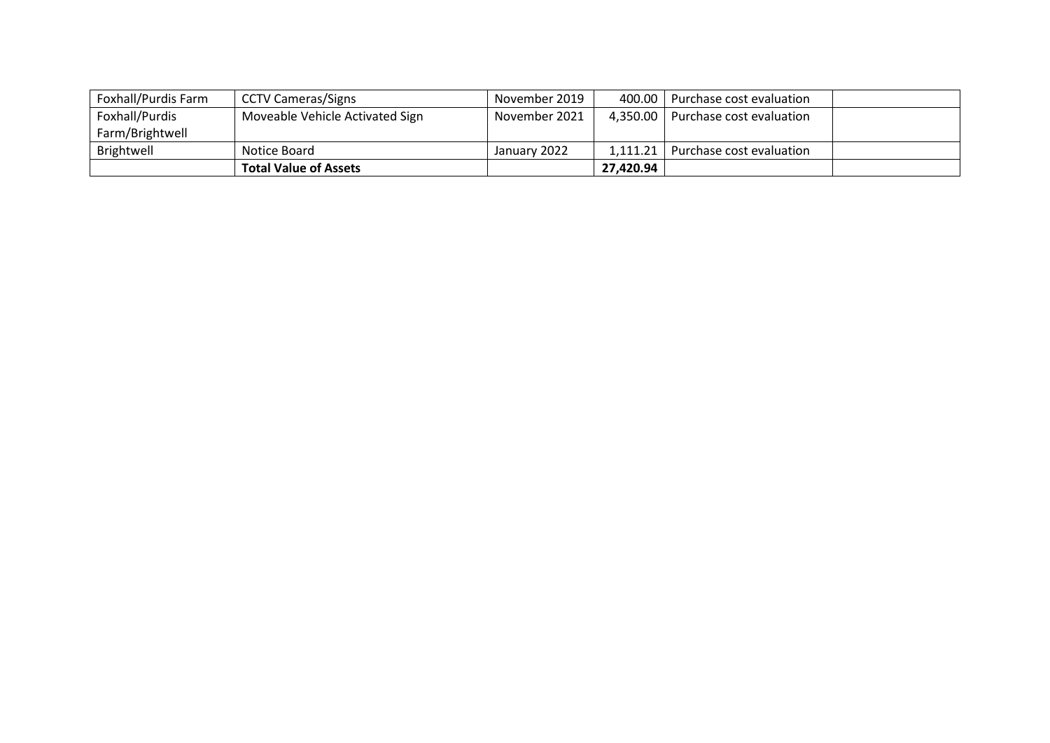| | | | | | |
|---|---|---|---|---|---|
| Foxhall/Purdis Farm | CCTV Cameras/Signs | November 2019 | 400.00 | Purchase cost evaluation | |
| Foxhall/Purdis Farm/Brightwell | Moveable Vehicle Activated Sign | November 2021 | 4,350.00 | Purchase cost evaluation | |
| Brightwell | Notice Board | January 2022 | 1,111.21 | Purchase cost evaluation | |
| | **Total Value of Assets** | | **27,420.94** | | |